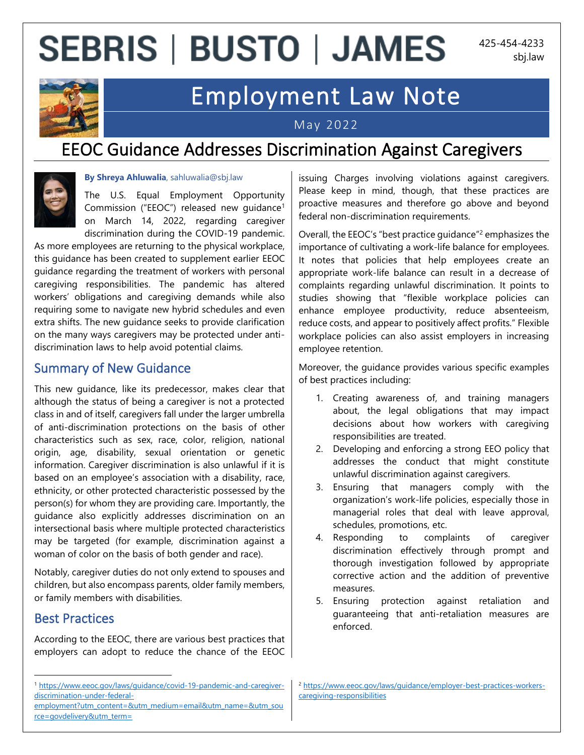# SEBRIS | BUSTO | JAMES

425-454-4233
sbj.law

# Employment Law Note

May 2022

## EEOC Guidance Addresses Discrimination Against Caregivers

**By Shreya Ahluwalia**, sahluwalia@sbj.law

The U.S. Equal Employment Opportunity Commission ("EEOC") released new guidance[1] on March 14, 2022, regarding caregiver discrimination during the COVID-19 pandemic. As more employees are returning to the physical workplace, this guidance has been created to supplement earlier EEOC guidance regarding the treatment of workers with personal caregiving responsibilities. The pandemic has altered workers' obligations and caregiving demands while also requiring some to navigate new hybrid schedules and even extra shifts. The new guidance seeks to provide clarification on the many ways caregivers may be protected under anti-discrimination laws to help avoid potential claims.

### Summary of New Guidance

This new guidance, like its predecessor, makes clear that although the status of being a caregiver is not a protected class in and of itself, caregivers fall under the larger umbrella of anti-discrimination protections on the basis of other characteristics such as sex, race, color, religion, national origin, age, disability, sexual orientation or genetic information. Caregiver discrimination is also unlawful if it is based on an employee's association with a disability, race, ethnicity, or other protected characteristic possessed by the person(s) for whom they are providing care. Importantly, the guidance also explicitly addresses discrimination on an intersectional basis where multiple protected characteristics may be targeted (for example, discrimination against a woman of color on the basis of both gender and race).

Notably, caregiver duties do not only extend to spouses and children, but also encompass parents, older family members, or family members with disabilities.

### Best Practices

According to the EEOC, there are various best practices that employers can adopt to reduce the chance of the EEOC issuing Charges involving violations against caregivers. Please keep in mind, though, that these practices are proactive measures and therefore go above and beyond federal non-discrimination requirements.

Overall, the EEOC's "best practice guidance"[2] emphasizes the importance of cultivating a work-life balance for employees. It notes that policies that help employees create an appropriate work-life balance can result in a decrease of complaints regarding unlawful discrimination. It points to studies showing that "flexible workplace policies can enhance employee productivity, reduce absenteeism, reduce costs, and appear to positively affect profits." Flexible workplace policies can also assist employers in increasing employee retention.

Moreover, the guidance provides various specific examples of best practices including:

1. Creating awareness of, and training managers about, the legal obligations that may impact decisions about how workers with caregiving responsibilities are treated.
2. Developing and enforcing a strong EEO policy that addresses the conduct that might constitute unlawful discrimination against caregivers.
3. Ensuring that managers comply with the organization's work-life policies, especially those in managerial roles that deal with leave approval, schedules, promotions, etc.
4. Responding to complaints of caregiver discrimination effectively through prompt and thorough investigation followed by appropriate corrective action and the addition of preventive measures.
5. Ensuring protection against retaliation and guaranteeing that anti-retaliation measures are enforced.

---

[1] https://www.eeoc.gov/laws/guidance/covid-19-pandemic-and-caregiver-discrimination-under-federal-employment?utm_content=&utm_medium=email&utm_name=&utm_source=govdelivery&utm_term=

[2] https://www.eeoc.gov/laws/guidance/employer-best-practices-workers-caregiving-responsibilities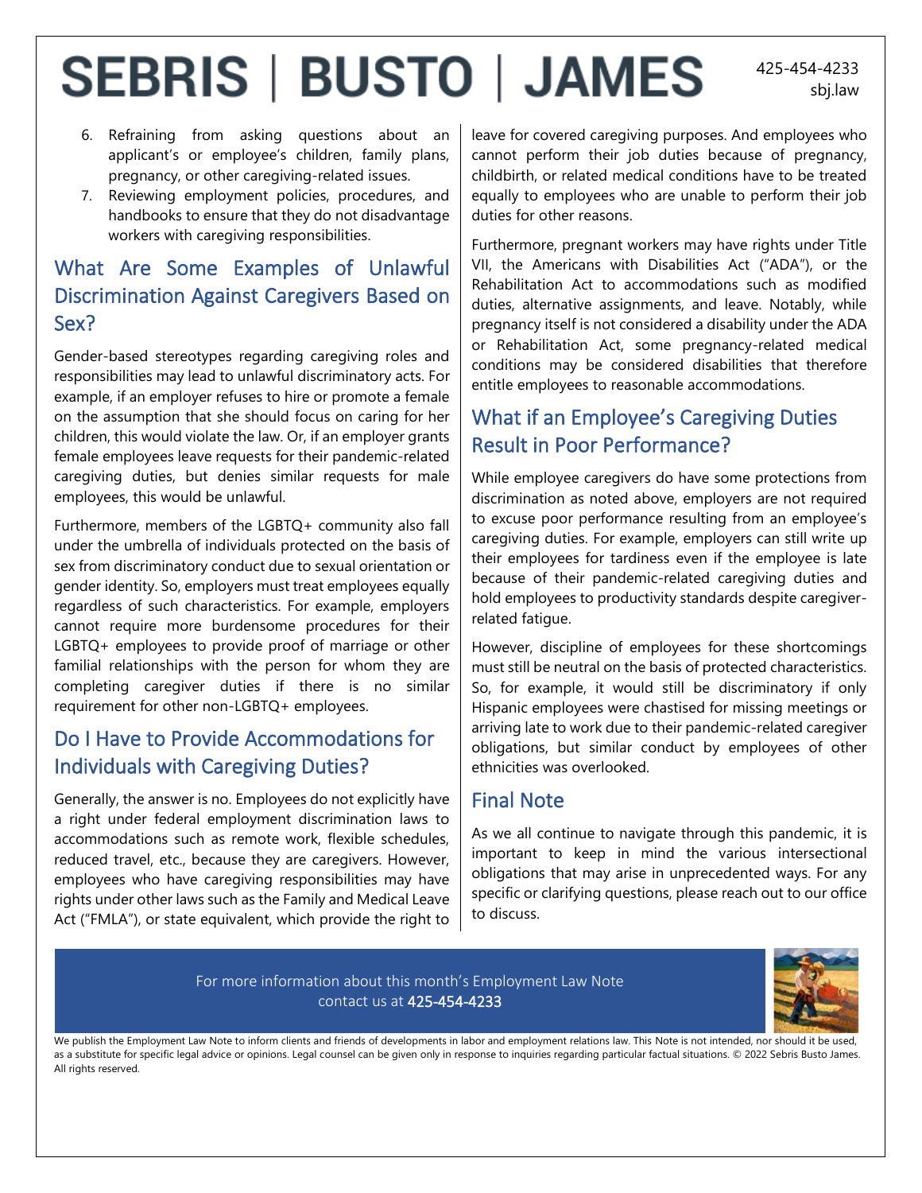6. Refraining from asking questions about an applicant's or employee's children, family plans, pregnancy, or other caregiving-related issues.
7. Reviewing employment policies, procedures, and handbooks to ensure that they do not disadvantage workers with caregiving responsibilities.

## What Are Some Examples of Unlawful Discrimination Against Caregivers Based on Sex?

Gender-based stereotypes regarding caregiving roles and responsibilities may lead to unlawful discriminatory acts. For example, if an employer refuses to hire or promote a female on the assumption that she should focus on caring for her children, this would violate the law. Or, if an employer grants female employees leave requests for their pandemic-related caregiving duties, but denies similar requests for male employees, this would be unlawful.

Furthermore, members of the LGBTQ+ community also fall under the umbrella of individuals protected on the basis of sex from discriminatory conduct due to sexual orientation or gender identity. So, employers must treat employees equally regardless of such characteristics. For example, employers cannot require more burdensome procedures for their LGBTQ+ employees to provide proof of marriage or other familial relationships with the person for whom they are completing caregiver duties if there is no similar requirement for other non-LGBTQ+ employees.

## Do I Have to Provide Accommodations for Individuals with Caregiving Duties?

Generally, the answer is no. Employees do not explicitly have a right under federal employment discrimination laws to accommodations such as remote work, flexible schedules, reduced travel, etc., because they are caregivers. However, employees who have caregiving responsibilities may have rights under other laws such as the Family and Medical Leave Act ("FMLA"), or state equivalent, which provide the right to leave for covered caregiving purposes. And employees who cannot perform their job duties because of pregnancy, childbirth, or related medical conditions have to be treated equally to employees who are unable to perform their job duties for other reasons.

Furthermore, pregnant workers may have rights under Title VII, the Americans with Disabilities Act ("ADA"), or the Rehabilitation Act to accommodations such as modified duties, alternative assignments, and leave. Notably, while pregnancy itself is not considered a disability under the ADA or Rehabilitation Act, some pregnancy-related medical conditions may be considered disabilities that therefore entitle employees to reasonable accommodations.

## What if an Employee's Caregiving Duties Result in Poor Performance?

While employee caregivers do have some protections from discrimination as noted above, employers are not required to excuse poor performance resulting from an employee's caregiving duties. For example, employers can still write up their employees for tardiness even if the employee is late because of their pandemic-related caregiving duties and hold employees to productivity standards despite caregiver-related fatigue.

However, discipline of employees for these shortcomings must still be neutral on the basis of protected characteristics. So, for example, it would still be discriminatory if only Hispanic employees were chastised for missing meetings or arriving late to work due to their pandemic-related caregiver obligations, but similar conduct by employees of other ethnicities was overlooked.

## Final Note

As we all continue to navigate through this pandemic, it is important to keep in mind the various intersectional obligations that may arise in unprecedented ways. For any specific or clarifying questions, please reach out to our office to discuss.

For more information about this month's Employment Law Note contact us at 425-454-4233

We publish the Employment Law Note to inform clients and friends of developments in labor and employment relations law. This Note is not intended, nor should it be used, as a substitute for specific legal advice or opinions. Legal counsel can be given only in response to inquiries regarding particular factual situations. © 2022 Sebris Busto James. All rights reserved.